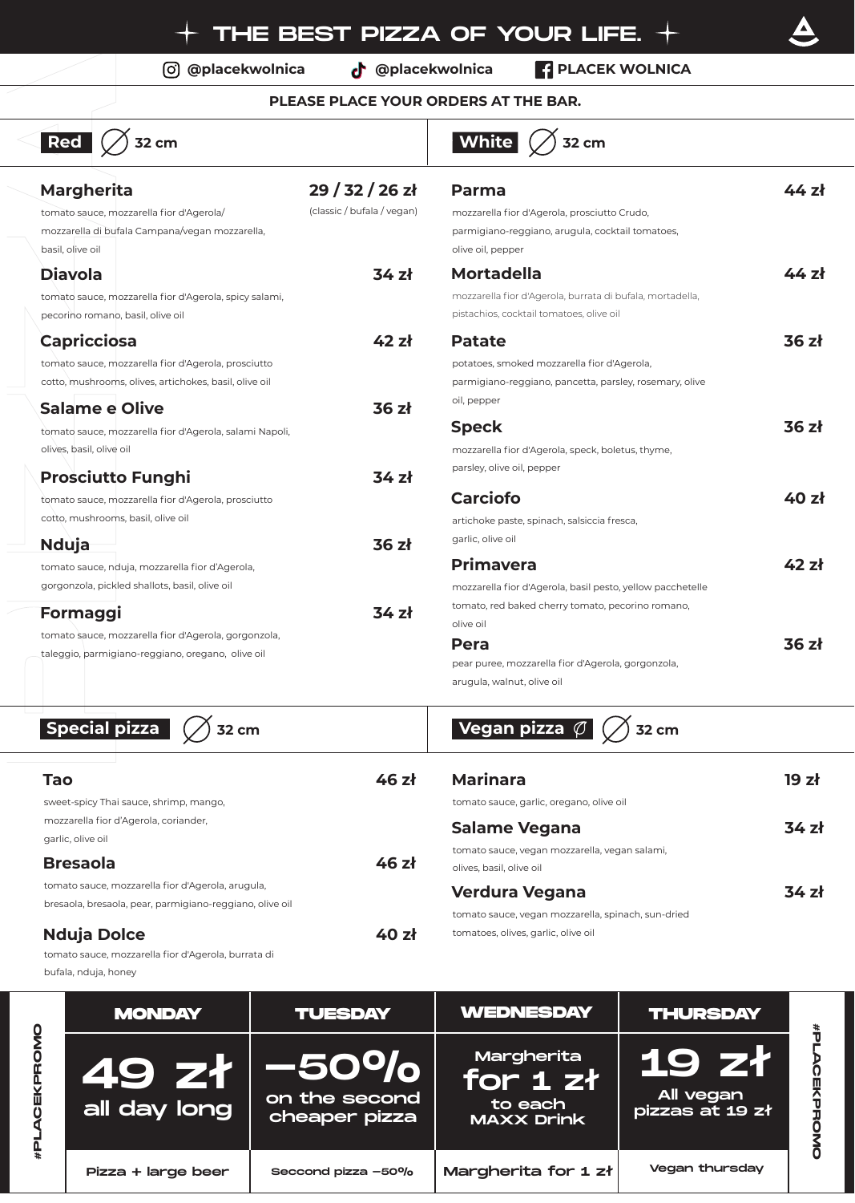# ✦ THE BEST PIZZA OF YOUR LIFE. ✦

@placekwolnica | @placekwolnica | PLACEK WOLNICA

**PLEASE PLACE YOUR ORDERS AT THE BAR.**

## Red — ∅ 32 cm

**Margherita** — 29 / 32 / 26 zł (classic / bufala / vegan)
tomato sauce, mozzarella fior d'Agerola/ mozzarella di bufala Campana/vegan mozzarella, basil, olive oil

**Diavola** — 34 zł
tomato sauce, mozzarella fior d'Agerola, spicy salami, pecorino romano, basil, olive oil

**Capricciosa** — 42 zł
tomato sauce, mozzarella fior d'Agerola, prosciutto cotto, mushrooms, olives, artichokes, basil, olive oil

**Salame e Olive** — 36 zł
tomato sauce, mozzarella fior d'Agerola, salami Napoli, olives, basil, olive oil

**Prosciutto Funghi** — 34 zł
tomato sauce, mozzarella fior d'Agerola, prosciutto cotto, mushrooms, basil, olive oil

**Nduja** — 36 zł
tomato sauce, nduja, mozzarella fior d'Agerola, gorgonzola, pickled shallots, basil, olive oil

**Formaggi** — 34 zł
tomato sauce, mozzarella fior d'Agerola, gorgonzola, taleggio, parmigiano-reggiano, oregano, olive oil

## White — ∅ 32 cm

**Parma** — 44 zł
mozzarella fior d'Agerola, prosciutto Crudo, parmigiano-reggiano, arugula, cocktail tomatoes, olive oil, pepper

**Mortadella** — 44 zł
mozzarella fior d'Agerola, burrata di bufala, mortadella, pistachios, cocktail tomatoes, olive oil

**Patate** — 36 zł
potatoes, smoked mozzarella fior d'Agerola, parmigiano-reggiano, pancetta, parsley, rosemary, olive oil, pepper

**Speck** — 36 zł
mozzarella fior d'Agerola, speck, boletus, thyme, parsley, olive oil, pepper

**Carciofo** — 40 zł
artichoke paste, spinach, salsiccia fresca, garlic, olive oil

**Primavera** — 42 zł
mozzarella fior d'Agerola, basil pesto, yellow pacchetelle tomato, red baked cherry tomato, pecorino romano, olive oil

**Pera** — 36 zł
pear puree, mozzarella fior d'Agerola, gorgonzola, arugula, walnut, olive oil

## Special pizza — ∅ 32 cm

**Tao** — 46 zł
sweet-spicy Thai sauce, shrimp, mango, mozzarella fior d'Agerola, coriander, garlic, olive oil

**Bresaola** — 46 zł
tomato sauce, mozzarella fior d'Agerola, arugula, bresaola, bresaola, pear, parmigiano-reggiano, olive oil

**Nduja Dolce** — 40 zł
tomato sauce, mozzarella fior d'Agerola, burrata di bufala, nduja, honey

## Vegan pizza — ∅ 32 cm

**Marinara** — 19 zł
tomato sauce, garlic, oregano, olive oil

**Salame Vegana** — 34 zł
tomato sauce, vegan mozzarella, vegan salami, olives, basil, olive oil

**Verdura Vegana** — 34 zł
tomato sauce, vegan mozzarella, spinach, sun-dried tomatoes, olives, garlic, olive oil

## #PLACEKPROMO

| MONDAY | TUESDAY | WEDNESDAY | THURSDAY |
|---|---|---|---|
| **49 zł** all day long | **-50%** on the second cheaper pizza | **Margherita for 1 zł** to each MAXX Drink | **19 zł** All vegan pizzas at 19 zł |
| Pizza + large beer | Seccond pizza -50% | Margherita for 1 zł | Vegan thursday |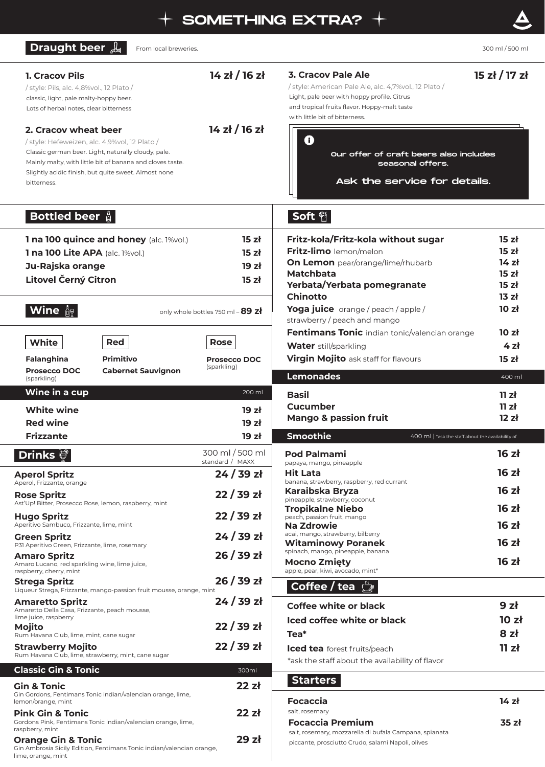# SOMETHING EXTRA?

## Draught beer

From local breweries.

300 ml / 500 ml

**1. Cracov Pils** — 14 zł / 16 zł
/ style: Pils, alc. 4,8%vol., 12 Plato /
classic, light, pale malty-hoppy beer.
Lots of herbal notes, clear bitterness

**2. Cracov wheat beer** — 14 zł / 16 zł
/ style: Hefeweizen, alc. 4,9%vol, 12 Plato /
Classic german beer. Light, naturally cloudy, pale.
Mainly malty, with little bit of banana and cloves taste.
Slightly acidic finish, but quite sweet. Almost none bitterness.

**3. Cracov Pale Ale** — 15 zł / 17 zł
/ style: American Pale Ale, alc. 4,7%vol., 12 Plato /
Light, pale beer with hoppy profile. Citrus and tropical fruits flavor. Hoppy-malt taste with little bit of bitterness.

Our offer of craft beers also includes seasonal offers.

Ask the service for details.

## Bottled beer

| | |
|---|---|
| **1 na 100 quince and honey** (alc. 1%vol.) | 15 zł |
| **1 na 100 Lite APA** (alc. 1%vol.) | 15 zł |
| **Ju-Rajska orange** | 19 zł |
| **Litovel Černý Citron** | 15 zł |

## Wine

only whole bottles 750 ml – **89 zł**

| White | Red | Rose |
|---|---|---|
| Falanghina | Primitivo | Prosecco DOC (sparkling) |
| Prosecco DOC (sparkling) | Cabernet Sauvignon | |

### Wine in a cup

200 ml

| | |
|---|---|
| **White wine** | 19 zł |
| **Red wine** | 19 zł |
| **Frizzante** | 19 zł |

## Drinks

300 ml / 500 ml (standard / MAXX)

| | |
|---|---|
| **Aperol Spritz**<br>Aperol, Frizzante, orange | 24 / 39 zł |
| **Rose Spritz**<br>Ast'Up! Bitter, Prosecco Rose, lemon, raspberry, mint | 22 / 39 zł |
| **Hugo Spritz**<br>Aperitivo Sambuco, Frizzante, lime, mint | 22 / 39 zł |
| **Green Spritz**<br>P31 Aperitivo Green, Frizzante, lime, rosemary | 24 / 39 zł |
| **Amaro Spritz**<br>Amaro Lucano, red sparkling wine, lime juice, raspberry, cherry, mint | 26 / 39 zł |
| **Strega Spritz**<br>Liqueur Strega, Frizzante, mango-passion fruit mousse, orange, mint | 26 / 39 zł |
| **Amaretto Spritz**<br>Amaretto Della Casa, Frizzante, peach mousse, lime juice, raspberry | 24 / 39 zł |
| **Mojito**<br>Rum Havana Club, lime, mint, cane sugar | 22 / 39 zł |
| **Strawberry Mojito**<br>Rum Havana Club, lime, strawberry, mint, cane sugar | 22 / 39 zł |

### Classic Gin & Tonic

300ml

| | |
|---|---|
| **Gin & Tonic**<br>Gin Gordons, Fentimans Tonic indian/valencian orange, lime, lemon/orange, mint | 22 zł |
| **Pink Gin & Tonic**<br>Gordons Pink, Fentimans Tonic indian/valencian orange, lime, raspberry, mint | 22 zł |
| **Orange Gin & Tonic**<br>Gin Ambrosia Sicily Edition, Fentimans Tonic indian/valencian orange, lime, orange, mint | 29 zł |

## Soft

| | |
|---|---|
| **Fritz-kola/Fritz-kola without sugar** | 15 zł |
| **Fritz-limo** lemon/melon | 15 zł |
| **On Lemon** pear/orange/lime/rhubarb | 14 zł |
| **Matchbata** | 15 zł |
| **Yerbata/Yerbata pomegranate** | 15 zł |
| **Chinotto** | 13 zł |
| **Yoga juice** orange / peach / apple / strawberry / peach and mango | 10 zł |
| **Fentimans Tonic** indian tonic/valencian orange | 10 zł |
| **Water** still/sparkling | 4 zł |
| **Virgin Mojito** ask staff for flavours | 15 zł |

### Lemonades

400 ml

| | |
|---|---|
| **Basil** | 11 zł |
| **Cucumber** | 11 zł |
| **Mango & passion fruit** | 12 zł |

### Smoothie

400 ml | *ask the staff about the availability of

| | |
|---|---|
| **Pod Palmami**<br>papaya, mango, pineapple | 16 zł |
| **Hit Lata**<br>banana, strawberry, raspberry, red currant | 16 zł |
| **Karaibska Bryza**<br>pineapple, strawberry, coconut | 16 zł |
| **Tropikalne Niebo**<br>peach, passion fruit, mango | 16 zł |
| **Na Zdrowie**<br>acai, mango, strawberry, bilberry | 16 zł |
| **Witaminowy Poranek**<br>spinach, mango, pineapple, banana | 16 zł |
| **Mocno Zmięty**<br>apple, pear, kiwi, avocado, mint* | 16 zł |

## Coffee / tea

| | |
|---|---|
| **Coffee white or black** | 9 zł |
| **Iced coffee white or black** | 10 zł |
| **Tea*** | 8 zł |
| **Iced tea** forest fruits/peach | 11 zł |

*ask the staff about the availability of flavor

## Starters

| | |
|---|---|
| **Focaccia**<br>salt, rosemary | 14 zł |
| **Focaccia Premium**<br>salt, rosemary, mozzarella di bufala Campana, spianata piccante, prosciutto Crudo, salami Napoli, olives | 35 zł |